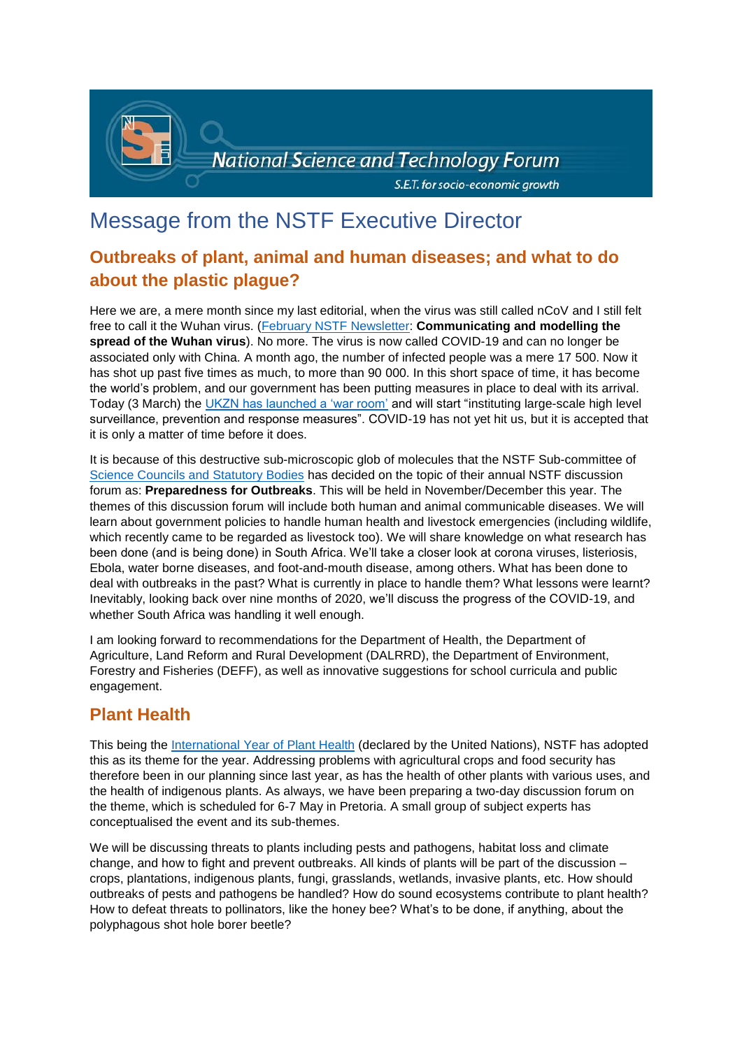# Message from the NSTF Executive Director

## Outbreaks of plant, animal and human diseases; and what to do about the plastic plague?

Here we are, a mere month since my last editorial, when the virus was still called nCoV and I still felt free to call it the Wuhan virus. (February NSTF Newsletter: **Communicating and modelling the spread of the Wuhan virus**). No more. The virus is now called COVID-19 and can no longer be associated only with China. A month ago, the number of infected people was a mere 17 500. Now it has shot up past five times as much, to more than 90 000. In this short space of time, it has become the world's problem, and our government has been putting measures in place to deal with its arrival. Today (3 March) the UKZN has launched a 'war room' and will start "instituting large-scale high level surveillance, prevention and response measures". COVID-19 has not yet hit us, but it is accepted that it is only a matter of time before it does.

It is because of this destructive sub-microscopic glob of molecules that the NSTF Sub-committee of Science Councils and Statutory Bodies has decided on the topic of their annual NSTF discussion forum as: **Preparedness for Outbreaks**. This will be held in November/December this year. The themes of this discussion forum will include both human and animal communicable diseases. We will learn about government policies to handle human health and livestock emergencies (including wildlife, which recently came to be regarded as livestock too). We will share knowledge on what research has been done (and is being done) in South Africa. We'll take a closer look at corona viruses, listeriosis, Ebola, water borne diseases, and foot-and-mouth disease, among others. What has been done to deal with outbreaks in the past? What is currently in place to handle them? What lessons were learnt? Inevitably, looking back over nine months of 2020, we'll discuss the progress of the COVID-19, and whether South Africa was handling it well enough.

I am looking forward to recommendations for the Department of Health, the Department of Agriculture, Land Reform and Rural Development (DALRRD), the Department of Environment, Forestry and Fisheries (DEFF), as well as innovative suggestions for school curricula and public engagement.

## Plant Health

This being the International Year of Plant Health (declared by the United Nations), NSTF has adopted this as its theme for the year. Addressing problems with agricultural crops and food security has therefore been in our planning since last year, as has the health of other plants with various uses, and the health of indigenous plants. As always, we have been preparing a two-day discussion forum on the theme, which is scheduled for 6-7 May in Pretoria. A small group of subject experts has conceptualised the event and its sub-themes.

We will be discussing threats to plants including pests and pathogens, habitat loss and climate change, and how to fight and prevent outbreaks. All kinds of plants will be part of the discussion – crops, plantations, indigenous plants, fungi, grasslands, wetlands, invasive plants, etc. How should outbreaks of pests and pathogens be handled? How do sound ecosystems contribute to plant health? How to defeat threats to pollinators, like the honey bee? What's to be done, if anything, about the polyphagous shot hole borer beetle?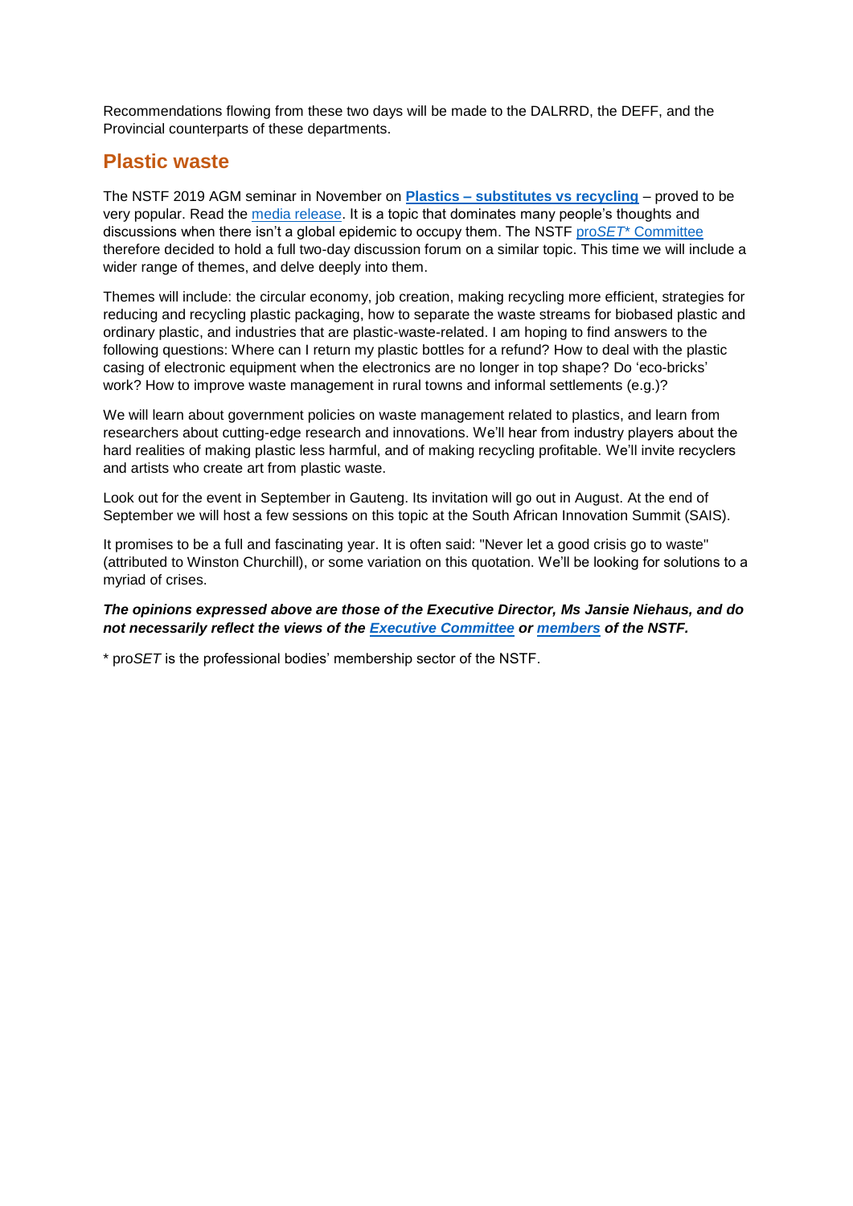Recommendations flowing from these two days will be made to the DALRRD, the DEFF, and the Provincial counterparts of these departments.

## Plastic waste

The NSTF 2019 AGM seminar in November on **Plastics – substitutes vs recycling** – proved to be very popular. Read the media release. It is a topic that dominates many people's thoughts and discussions when there isn't a global epidemic to occupy them. The NSTF pro*SET** Committee therefore decided to hold a full two-day discussion forum on a similar topic. This time we will include a wider range of themes, and delve deeply into them.

Themes will include: the circular economy, job creation, making recycling more efficient, strategies for reducing and recycling plastic packaging, how to separate the waste streams for biobased plastic and ordinary plastic, and industries that are plastic-waste-related. I am hoping to find answers to the following questions: Where can I return my plastic bottles for a refund? How to deal with the plastic casing of electronic equipment when the electronics are no longer in top shape? Do 'eco-bricks' work? How to improve waste management in rural towns and informal settlements (e.g.)?

We will learn about government policies on waste management related to plastics, and learn from researchers about cutting-edge research and innovations. We'll hear from industry players about the hard realities of making plastic less harmful, and of making recycling profitable. We'll invite recyclers and artists who create art from plastic waste.

Look out for the event in September in Gauteng. Its invitation will go out in August. At the end of September we will host a few sessions on this topic at the South African Innovation Summit (SAIS).

It promises to be a full and fascinating year. It is often said: "Never let a good crisis go to waste" (attributed to Winston Churchill), or some variation on this quotation. We'll be looking for solutions to a myriad of crises.

***The opinions expressed above are those of the Executive Director, Ms Jansie Niehaus, and do not necessarily reflect the views of the Executive Committee or members of the NSTF.***

\* pro*SET* is the professional bodies' membership sector of the NSTF.